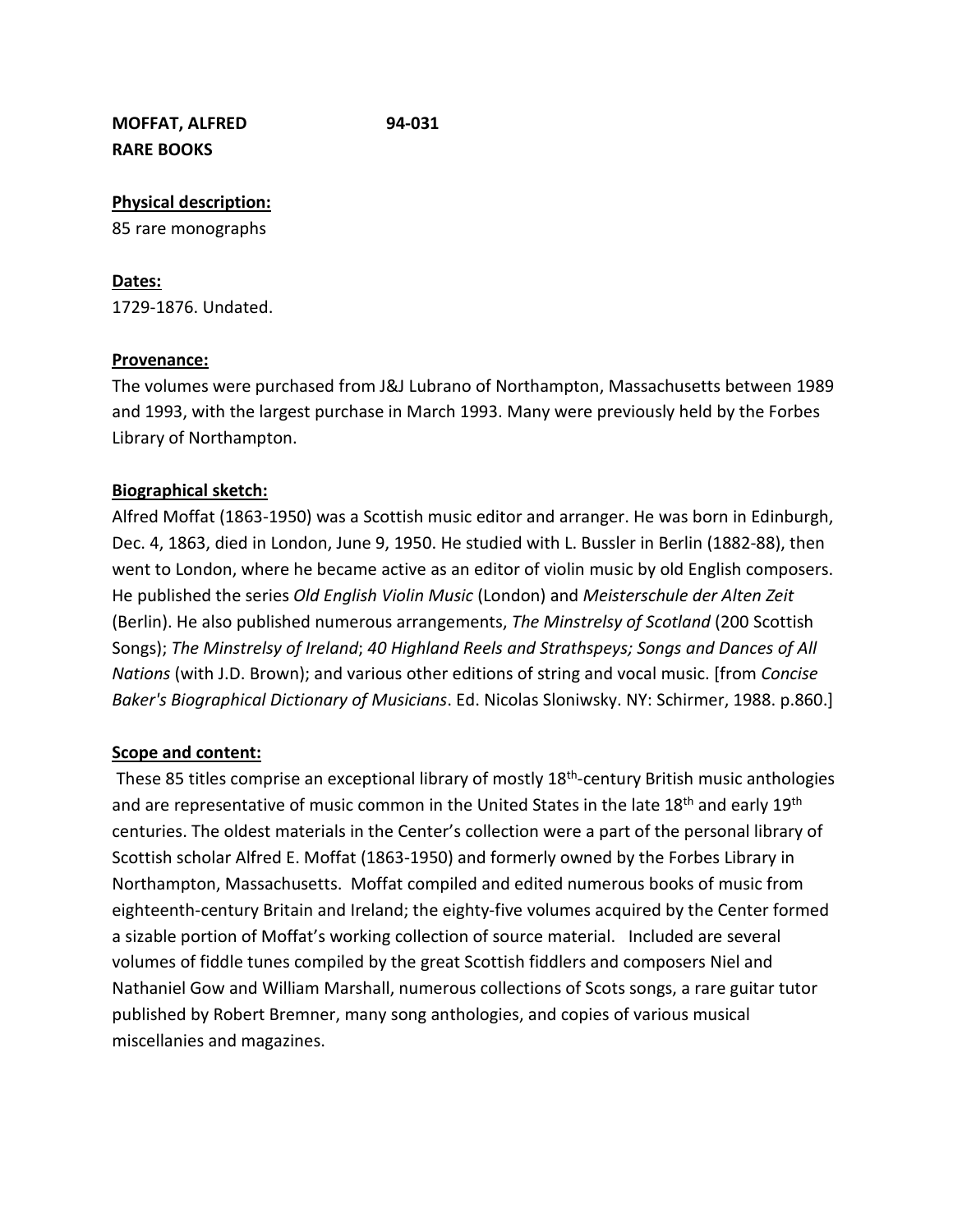**MOFFAT, ALFRED** **94-031**
**RARE BOOKS**

**Physical description:**
85 rare monographs

**Dates:**
1729-1876. Undated.

**Provenance:**
The volumes were purchased from J&J Lubrano of Northampton, Massachusetts between 1989 and 1993, with the largest purchase in March 1993. Many were previously held by the Forbes Library of Northampton.

**Biographical sketch:**
Alfred Moffat (1863-1950) was a Scottish music editor and arranger. He was born in Edinburgh, Dec. 4, 1863, died in London, June 9, 1950. He studied with L. Bussler in Berlin (1882-88), then went to London, where he became active as an editor of violin music by old English composers. He published the series *Old English Violin Music* (London) and *Meisterschule der Alten Zeit* (Berlin). He also published numerous arrangements, *The Minstrelsy of Scotland* (200 Scottish Songs); *The Minstrelsy of Ireland*; *40 Highland Reels and Strathspeys; Songs and Dances of All Nations* (with J.D. Brown); and various other editions of string and vocal music. [from *Concise Baker's Biographical Dictionary of Musicians*. Ed. Nicolas Sloniwsky. NY: Schirmer, 1988. p.860.]

**Scope and content:**
These 85 titles comprise an exceptional library of mostly 18th-century British music anthologies and are representative of music common in the United States in the late 18th and early 19th centuries. The oldest materials in the Center's collection were a part of the personal library of Scottish scholar Alfred E. Moffat (1863-1950) and formerly owned by the Forbes Library in Northampton, Massachusetts. Moffat compiled and edited numerous books of music from eighteenth-century Britain and Ireland; the eighty-five volumes acquired by the Center formed a sizable portion of Moffat's working collection of source material. Included are several volumes of fiddle tunes compiled by the great Scottish fiddlers and composers Niel and Nathaniel Gow and William Marshall, numerous collections of Scots songs, a rare guitar tutor published by Robert Bremner, many song anthologies, and copies of various musical miscellanies and magazines.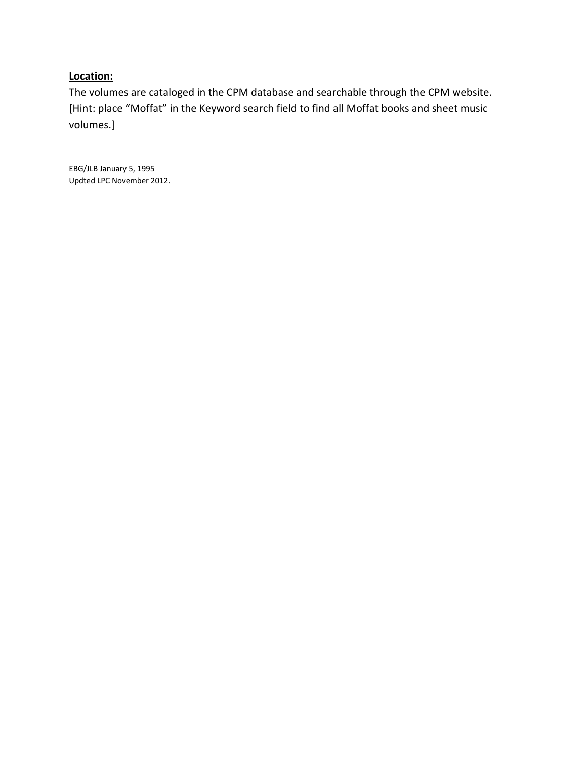**Location:**

The volumes are cataloged in the CPM database and searchable through the CPM website. [Hint: place “Moffat” in the Keyword search field to find all Moffat books and sheet music volumes.]

EBG/JLB January 5, 1995
Updted LPC November 2012.